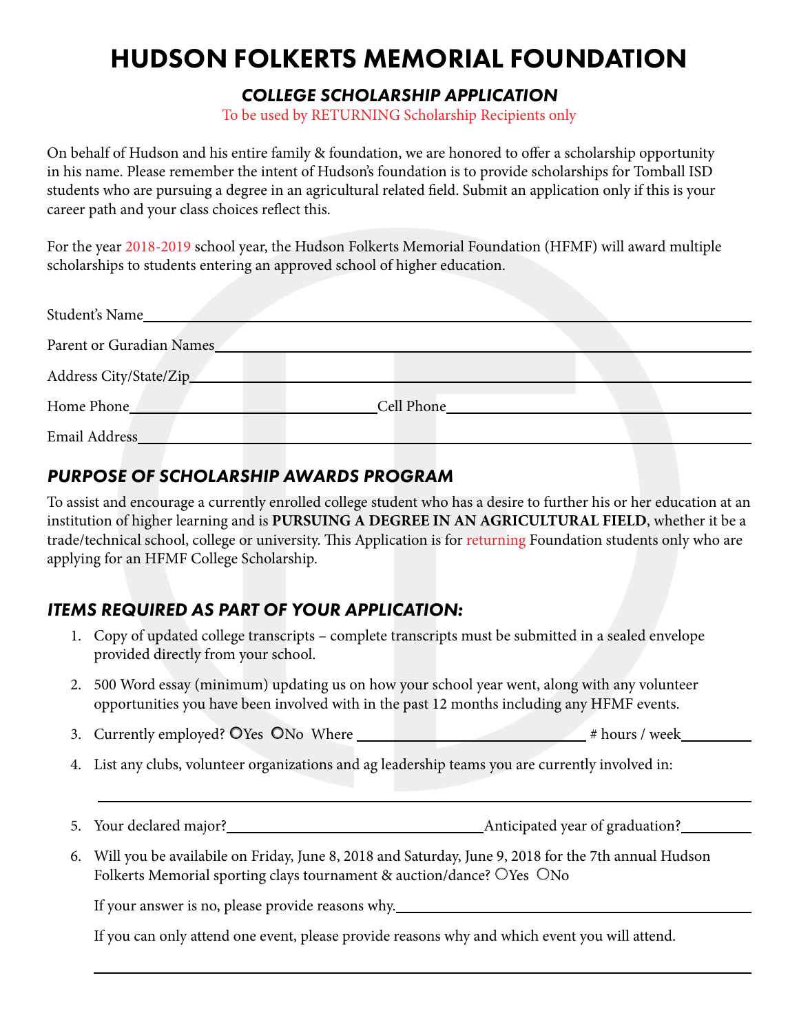# HUDSON FOLKERTS MEMORIAL FOUNDATION

## *COLLEGE SCHOLARSHIP APPLICATION*

To be used by RETURNING Scholarship Recipients only

On behalf of Hudson and his entire family & foundation, we are honored to offer a scholarship opportunity in his name. Please remember the intent of Hudson's foundation is to provide scholarships for Tomball ISD students who are pursuing a degree in an agricultural related field. Submit an application only if this is your career path and your class choices reflect this.

For the year 2018-2019 school year, the Hudson Folkerts Memorial Foundation (HFMF) will award multiple scholarships to students entering an approved school of higher education.

Student's Name\_\_\_\_\_\_\_\_\_\_\_\_\_\_\_\_\_\_\_\_\_\_\_\_\_\_\_\_\_\_\_\_\_\_\_\_\_\_\_\_

Parent or Guradian Names\_\_\_\_\_\_\_\_\_\_\_\_\_\_\_\_\_\_\_\_\_\_\_\_\_\_\_\_\_\_\_\_\_\_\_\_

Address City/State/Zip\_\_\_\_\_\_\_\_\_\_\_\_\_\_\_\_\_\_\_\_\_\_\_\_\_\_\_\_\_\_\_\_\_\_\_\_\_

Home Phone\_\_\_\_\_\_\_\_\_\_\_\_\_\_\_\_\_\_\_\_ Cell Phone\_\_\_\_\_\_\_\_\_\_\_\_\_\_\_\_\_\_\_\_

Email Address\_\_\_\_\_\_\_\_\_\_\_\_\_\_\_\_\_\_\_\_\_\_\_\_\_\_\_\_\_\_\_\_\_\_\_\_\_\_\_\_\_

### *PURPOSE OF SCHOLARSHIP AWARDS PROGRAM*

To assist and encourage a currently enrolled college student who has a desire to further his or her education at an institution of higher learning and is **PURSUING A DEGREE IN AN AGRICULTURAL FIELD**, whether it be a trade/technical school, college or university. This Application is for returning Foundation students only who are applying for an HFMF College Scholarship.

### *ITEMS REQUIRED AS PART OF YOUR APPLICATION:*

1. Copy of updated college transcripts – complete transcripts must be submitted in a sealed envelope provided directly from your school.
2. 500 Word essay (minimum) updating us on how your school year went, along with any volunteer opportunities you have been involved with in the past 12 months including any HFMF events.
3. Currently employed? ○Yes ○No Where \_\_\_\_\_\_\_\_\_\_\_\_\_\_\_\_\_\_\_\_ # hours / week\_\_\_\_\_\_\_\_
4. List any clubs, volunteer organizations and ag leadership teams you are currently involved in:

   \_\_\_\_\_\_\_\_\_\_\_\_\_\_\_\_\_\_\_\_\_\_\_\_\_\_\_\_\_\_\_\_\_\_\_\_\_\_\_\_\_\_\_\_\_\_\_\_\_\_\_\_
5. Your declared major?\_\_\_\_\_\_\_\_\_\_\_\_\_\_\_\_\_\_\_\_\_\_Anticipated year of graduation?\_\_\_\_\_\_\_\_
6. Will you be availabile on Friday, June 8, 2018 and Saturday, June 9, 2018 for the 7th annual Hudson Folkerts Memorial sporting clays tournament & auction/dance? ○Yes ○No

   If your answer is no, please provide reasons why.\_\_\_\_\_\_\_\_\_\_\_\_\_\_\_\_\_\_\_\_\_\_\_\_\_\_\_\_

   If you can only attend one event, please provide reasons why and which event you will attend.

   \_\_\_\_\_\_\_\_\_\_\_\_\_\_\_\_\_\_\_\_\_\_\_\_\_\_\_\_\_\_\_\_\_\_\_\_\_\_\_\_\_\_\_\_\_\_\_\_\_\_\_\_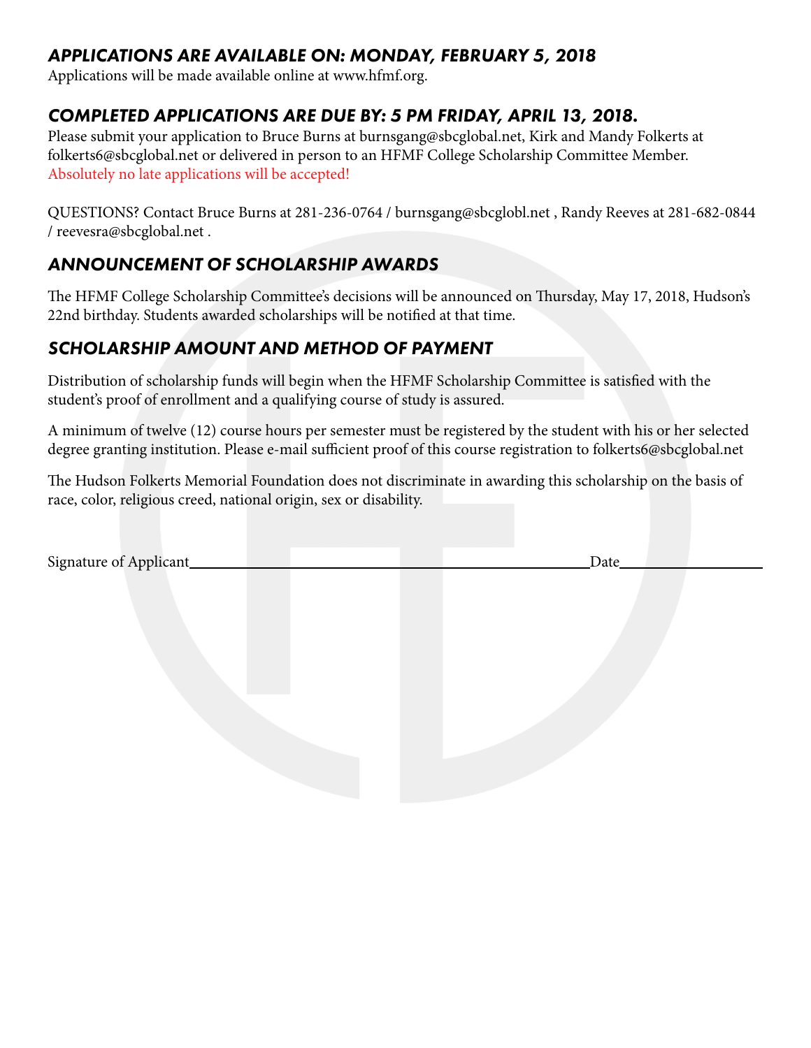## *APPLICATIONS ARE AVAILABLE ON: MONDAY, FEBRUARY 5, 2018*

Applications will be made available online at www.hfmf.org.

## *COMPLETED APPLICATIONS ARE DUE BY: 5 PM FRIDAY, APRIL 13, 2018.*

Please submit your application to Bruce Burns at burnsgang@sbcglobal.net, Kirk and Mandy Folkerts at folkerts6@sbcglobal.net or delivered in person to an HFMF College Scholarship Committee Member. Absolutely no late applications will be accepted!

QUESTIONS? Contact Bruce Burns at 281-236-0764 / burnsgang@sbcglobl.net , Randy Reeves at 281-682-0844 / reevesra@sbcglobal.net .

## *ANNOUNCEMENT OF SCHOLARSHIP AWARDS*

The HFMF College Scholarship Committee's decisions will be announced on Thursday, May 17, 2018, Hudson's 22nd birthday. Students awarded scholarships will be notified at that time.

## *SCHOLARSHIP AMOUNT AND METHOD OF PAYMENT*

Distribution of scholarship funds will begin when the HFMF Scholarship Committee is satisfied with the student's proof of enrollment and a qualifying course of study is assured.

A minimum of twelve (12) course hours per semester must be registered by the student with his or her selected degree granting institution. Please e-mail sufficient proof of this course registration to folkerts6@sbcglobal.net

The Hudson Folkerts Memorial Foundation does not discriminate in awarding this scholarship on the basis of race, color, religious creed, national origin, sex or disability.

Signature of Applicant\_\_\_\_\_\_\_\_\_\_\_\_\_\_\_\_\_\_\_\_\_\_\_\_\_\_\_\_\_\_\_\_\_\_\_\_\_\_\_\_\_\_\_\_ Date\_\_\_\_\_\_\_\_\_\_\_\_\_\_\_\_